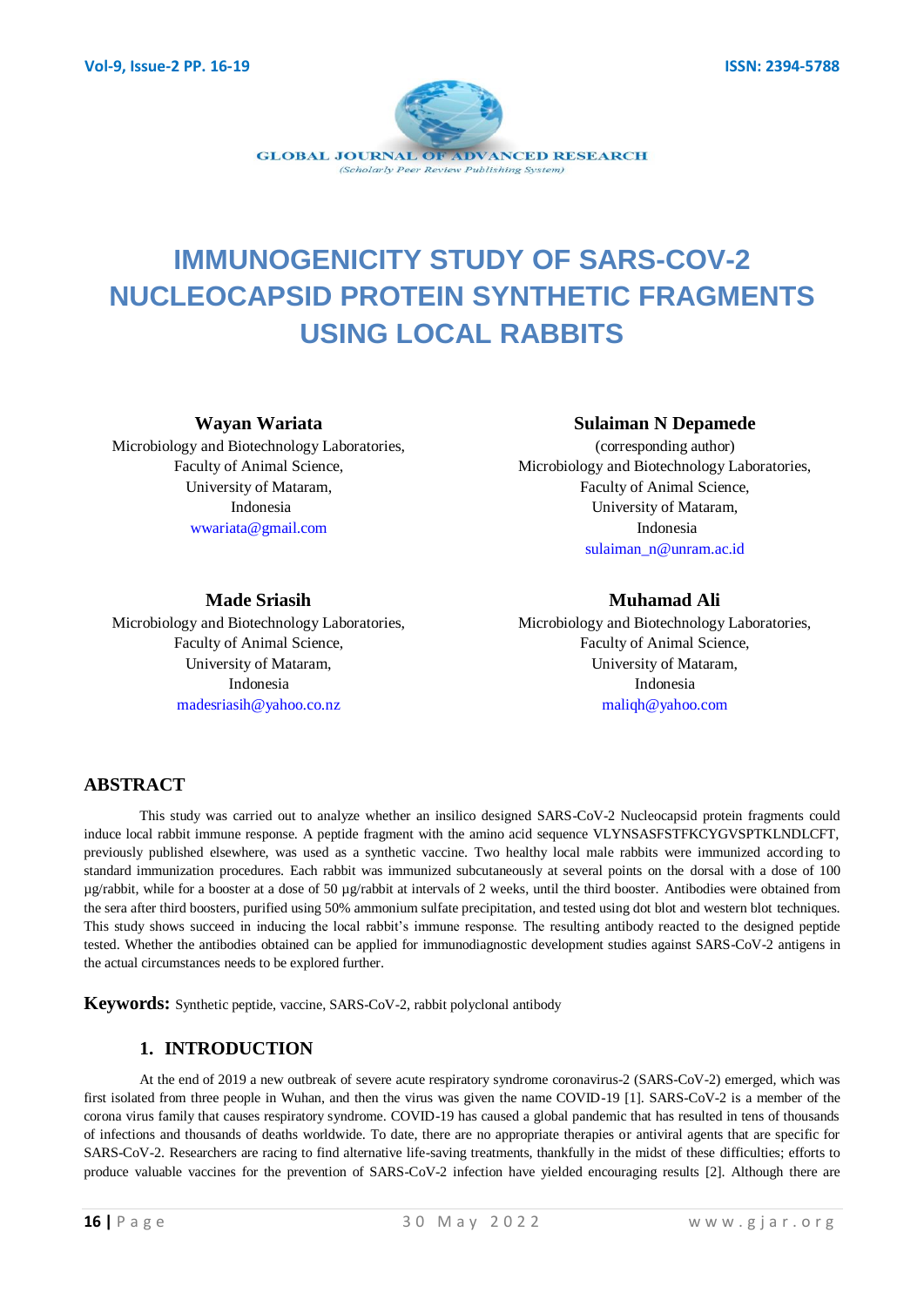# IMMUNOGENICITY STUDY OF SARS-COV-2 NUCLEOCAPSID PROTEIN SYNTHETIC FRAGMENTS USING LOCAL RABBITS

**Wayan Wariata**
Microbiology and Biotechnology Laboratories,
Faculty of Animal Science,
University of Mataram,
Indonesia
wwariata@gmail.com

**Sulaiman N Depamede**
(corresponding author)
Microbiology and Biotechnology Laboratories,
Faculty of Animal Science,
University of Mataram,
Indonesia
sulaiman_n@unram.ac.id

**Made Sriasih**
Microbiology and Biotechnology Laboratories,
Faculty of Animal Science,
University of Mataram,
Indonesia
madesriasih@yahoo.co.nz

**Muhamad Ali**
Microbiology and Biotechnology Laboratories,
Faculty of Animal Science,
University of Mataram,
Indonesia
maliqh@yahoo.com

## ABSTRACT

This study was carried out to analyze whether an insilico designed SARS-CoV-2 Nucleocapsid protein fragments could induce local rabbit immune response. A peptide fragment with the amino acid sequence VLYNSASFSTFKCYGVSPTKLNDLCFT, previously published elsewhere, was used as a synthetic vaccine. Two healthy local male rabbits were immunized according to standard immunization procedures. Each rabbit was immunized subcutaneously at several points on the dorsal with a dose of 100 µg/rabbit, while for a booster at a dose of 50 µg/rabbit at intervals of 2 weeks, until the third booster. Antibodies were obtained from the sera after third boosters, purified using 50% ammonium sulfate precipitation, and tested using dot blot and western blot techniques. This study shows succeed in inducing the local rabbit's immune response. The resulting antibody reacted to the designed peptide tested. Whether the antibodies obtained can be applied for immunodiagnostic development studies against SARS-CoV-2 antigens in the actual circumstances needs to be explored further.

**Keywords:** Synthetic peptide, vaccine, SARS-CoV-2, rabbit polyclonal antibody

## 1. INTRODUCTION

At the end of 2019 a new outbreak of severe acute respiratory syndrome coronavirus-2 (SARS-CoV-2) emerged, which was first isolated from three people in Wuhan, and then the virus was given the name COVID-19 [1]. SARS-CoV-2 is a member of the corona virus family that causes respiratory syndrome. COVID-19 has caused a global pandemic that has resulted in tens of thousands of infections and thousands of deaths worldwide. To date, there are no appropriate therapies or antiviral agents that are specific for SARS-CoV-2. Researchers are racing to find alternative life-saving treatments, thankfully in the midst of these difficulties; efforts to produce valuable vaccines for the prevention of SARS-CoV-2 infection have yielded encouraging results [2]. Although there are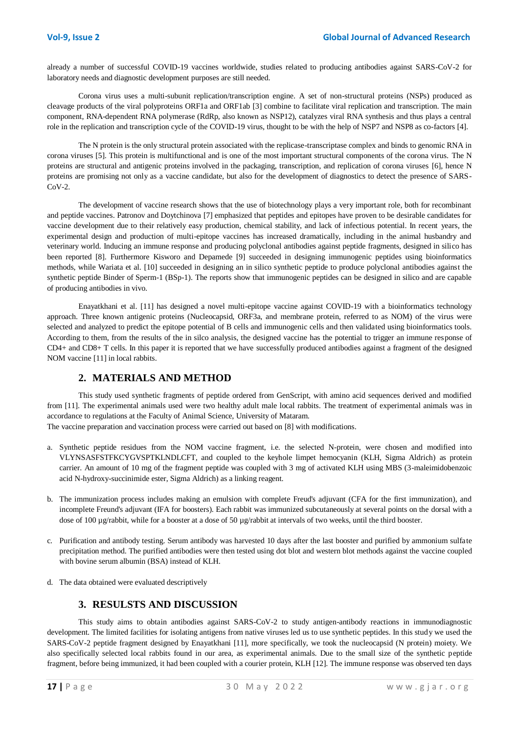already a number of successful COVID-19 vaccines worldwide, studies related to producing antibodies against SARS-CoV-2 for laboratory needs and diagnostic development purposes are still needed.

Corona virus uses a multi-subunit replication/transcription engine. A set of non-structural proteins (NSPs) produced as cleavage products of the viral polyproteins ORF1a and ORF1ab [3] combine to facilitate viral replication and transcription. The main component, RNA-dependent RNA polymerase (RdRp, also known as NSP12), catalyzes viral RNA synthesis and thus plays a central role in the replication and transcription cycle of the COVID-19 virus, thought to be with the help of NSP7 and NSP8 as co-factors [4].

The N protein is the only structural protein associated with the replicase-transcriptase complex and binds to genomic RNA in corona viruses [5]. This protein is multifunctional and is one of the most important structural components of the corona virus. The N proteins are structural and antigenic proteins involved in the packaging, transcription, and replication of corona viruses [6], hence N proteins are promising not only as a vaccine candidate, but also for the development of diagnostics to detect the presence of SARS-CoV-2.

The development of vaccine research shows that the use of biotechnology plays a very important role, both for recombinant and peptide vaccines. Patronov and Doytchinova [7] emphasized that peptides and epitopes have proven to be desirable candidates for vaccine development due to their relatively easy production, chemical stability, and lack of infectious potential. In recent years, the experimental design and production of multi-epitope vaccines has increased dramatically, including in the animal husbandry and veterinary world. Inducing an immune response and producing polyclonal antibodies against peptide fragments, designed in silico has been reported [8]. Furthermore Kisworo and Depamede [9] succeeded in designing immunogenic peptides using bioinformatics methods, while Wariata et al. [10] succeeded in designing an in silico synthetic peptide to produce polyclonal antibodies against the synthetic peptide Binder of Sperm-1 (BSp-1). The reports show that immunogenic peptides can be designed in silico and are capable of producing antibodies in vivo.

Enayatkhani et al. [11] has designed a novel multi-epitope vaccine against COVID-19 with a bioinformatics technology approach. Three known antigenic proteins (Nucleocapsid, ORF3a, and membrane protein, referred to as NOM) of the virus were selected and analyzed to predict the epitope potential of B cells and immunogenic cells and then validated using bioinformatics tools. According to them, from the results of the in silco analysis, the designed vaccine has the potential to trigger an immune response of CD4+ and CD8+ T cells. In this paper it is reported that we have successfully produced antibodies against a fragment of the designed NOM vaccine [11] in local rabbits.

## 2. MATERIALS AND METHOD

This study used synthetic fragments of peptide ordered from GenScript, with amino acid sequences derived and modified from [11]. The experimental animals used were two healthy adult male local rabbits. The treatment of experimental animals was in accordance to regulations at the Faculty of Animal Science, University of Mataram.

The vaccine preparation and vaccination process were carried out based on [8] with modifications.

a. Synthetic peptide residues from the NOM vaccine fragment, i.e. the selected N-protein, were chosen and modified into VLYNSASFSTFKCYGVSPTKLNDLCFT, and coupled to the keyhole limpet hemocyanin (KLH, Sigma Aldrich) as protein carrier. An amount of 10 mg of the fragment peptide was coupled with 3 mg of activated KLH using MBS (3-maleimidobenzoic acid N-hydroxy-succinimide ester, Sigma Aldrich) as a linking reagent.

b. The immunization process includes making an emulsion with complete Freud's adjuvant (CFA for the first immunization), and incomplete Freund's adjuvant (IFA for boosters). Each rabbit was immunized subcutaneously at several points on the dorsal with a dose of 100 µg/rabbit, while for a booster at a dose of 50 µg/rabbit at intervals of two weeks, until the third booster.

c. Purification and antibody testing. Serum antibody was harvested 10 days after the last booster and purified by ammonium sulfate precipitation method. The purified antibodies were then tested using dot blot and western blot methods against the vaccine coupled with bovine serum albumin (BSA) instead of KLH.

d. The data obtained were evaluated descriptively

## 3. RESULTS AND DISCUSSION

This study aims to obtain antibodies against SARS-CoV-2 to study antigen-antibody reactions in immunodiagnostic development. The limited facilities for isolating antigens from native viruses led us to use synthetic peptides. In this study we used the SARS-CoV-2 peptide fragment designed by Enayatkhani [11], more specifically, we took the nucleocapsid (N protein) moiety. We also specifically selected local rabbits found in our area, as experimental animals. Due to the small size of the synthetic peptide fragment, before being immunized, it had been coupled with a courier protein, KLH [12]. The immune response was observed ten days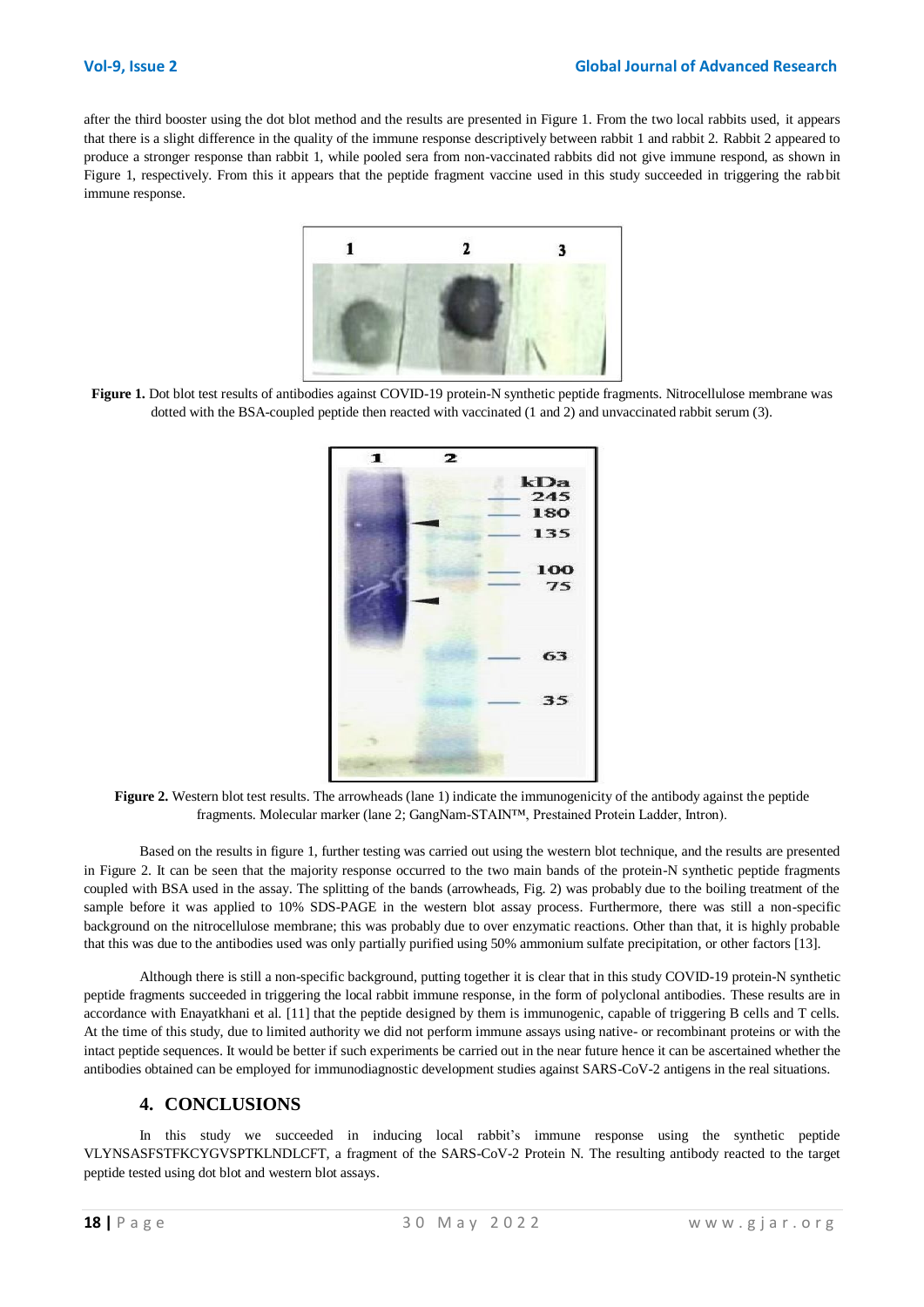after the third booster using the dot blot method and the results are presented in Figure 1. From the two local rabbits used, it appears that there is a slight difference in the quality of the immune response descriptively between rabbit 1 and rabbit 2. Rabbit 2 appeared to produce a stronger response than rabbit 1, while pooled sera from non-vaccinated rabbits did not give immune respond, as shown in Figure 1, respectively. From this it appears that the peptide fragment vaccine used in this study succeeded in triggering the rabbit immune response.

**Figure 1.** Dot blot test results of antibodies against COVID-19 protein-N synthetic peptide fragments. Nitrocellulose membrane was dotted with the BSA-coupled peptide then reacted with vaccinated (1 and 2) and unvaccinated rabbit serum (3).

**Figure 2.** Western blot test results. The arrowheads (lane 1) indicate the immunogenicity of the antibody against the peptide fragments. Molecular marker (lane 2; GangNam-STAIN™, Prestained Protein Ladder, Intron).

Based on the results in figure 1, further testing was carried out using the western blot technique, and the results are presented in Figure 2. It can be seen that the majority response occurred to the two main bands of the protein-N synthetic peptide fragments coupled with BSA used in the assay. The splitting of the bands (arrowheads, Fig. 2) was probably due to the boiling treatment of the sample before it was applied to 10% SDS-PAGE in the western blot assay process. Furthermore, there was still a non-specific background on the nitrocellulose membrane; this was probably due to over enzymatic reactions. Other than that, it is highly probable that this was due to the antibodies used was only partially purified using 50% ammonium sulfate precipitation, or other factors [13].

Although there is still a non-specific background, putting together it is clear that in this study COVID-19 protein-N synthetic peptide fragments succeeded in triggering the local rabbit immune response, in the form of polyclonal antibodies. These results are in accordance with Enayatkhani et al. [11] that the peptide designed by them is immunogenic, capable of triggering B cells and T cells. At the time of this study, due to limited authority we did not perform immune assays using native- or recombinant proteins or with the intact peptide sequences. It would be better if such experiments be carried out in the near future hence it can be ascertained whether the antibodies obtained can be employed for immunodiagnostic development studies against SARS-CoV-2 antigens in the real situations.

## 4. CONCLUSIONS

In this study we succeeded in inducing local rabbit's immune response using the synthetic peptide VLYNSASFSTFKCYGVSPTKLNDLCFT, a fragment of the SARS-CoV-2 Protein N. The resulting antibody reacted to the target peptide tested using dot blot and western blot assays.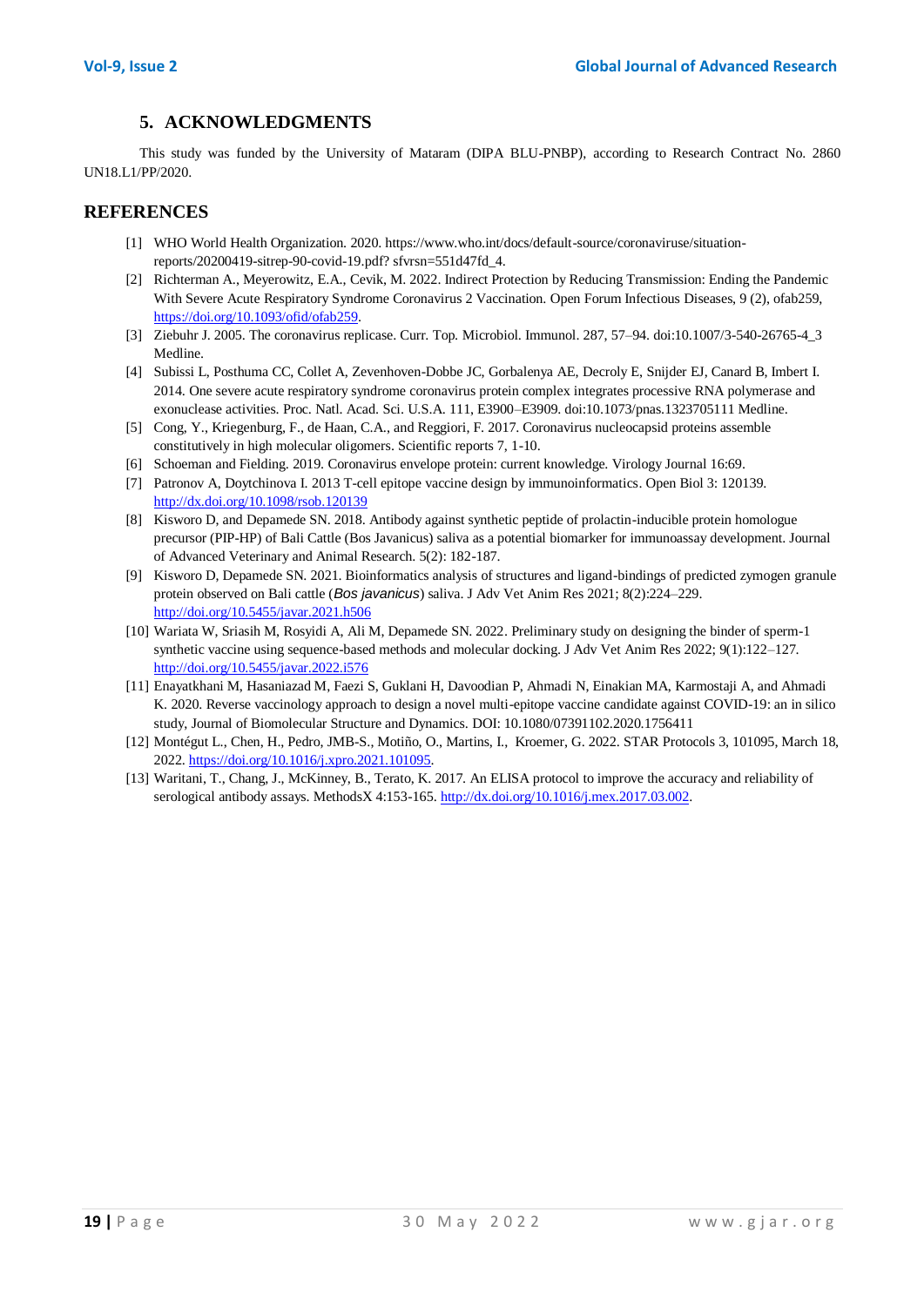## 5. ACKNOWLEDGMENTS

This study was funded by the University of Mataram (DIPA BLU-PNBP), according to Research Contract No. 2860 UN18.L1/PP/2020.

## REFERENCES

[1] WHO World Health Organization. 2020. https://www.who.int/docs/default-source/coronaviruse/situation-reports/20200419-sitrep-90-covid-19.pdf? sfvrsn=551d47fd_4.

[2] Richterman A., Meyerowitz, E.A., Cevik, M. 2022. Indirect Protection by Reducing Transmission: Ending the Pandemic With Severe Acute Respiratory Syndrome Coronavirus 2 Vaccination. Open Forum Infectious Diseases, 9 (2), ofab259, https://doi.org/10.1093/ofid/ofab259.

[3] Ziebuhr J. 2005. The coronavirus replicase. Curr. Top. Microbiol. Immunol. 287, 57–94. doi:10.1007/3-540-26765-4_3 Medline.

[4] Subissi L, Posthuma CC, Collet A, Zevenhoven-Dobbe JC, Gorbalenya AE, Decroly E, Snijder EJ, Canard B, Imbert I. 2014. One severe acute respiratory syndrome coronavirus protein complex integrates processive RNA polymerase and exonuclease activities. Proc. Natl. Acad. Sci. U.S.A. 111, E3900–E3909. doi:10.1073/pnas.1323705111 Medline.

[5] Cong, Y., Kriegenburg, F., de Haan, C.A., and Reggiori, F. 2017. Coronavirus nucleocapsid proteins assemble constitutively in high molecular oligomers. Scientific reports 7, 1-10.

[6] Schoeman and Fielding. 2019. Coronavirus envelope protein: current knowledge. Virology Journal 16:69.

[7] Patronov A, Doytchinova I. 2013 T-cell epitope vaccine design by immunoinformatics. Open Biol 3: 120139. http://dx.doi.org/10.1098/rsob.120139

[8] Kisworo D, and Depamede SN. 2018. Antibody against synthetic peptide of prolactin-inducible protein homologue precursor (PIP-HP) of Bali Cattle (Bos Javanicus) saliva as a potential biomarker for immunoassay development. Journal of Advanced Veterinary and Animal Research. 5(2): 182-187.

[9] Kisworo D, Depamede SN. 2021. Bioinformatics analysis of structures and ligand-bindings of predicted zymogen granule protein observed on Bali cattle (*Bos javanicus*) saliva. J Adv Vet Anim Res 2021; 8(2):224–229. http://doi.org/10.5455/javar.2021.h506

[10] Wariata W, Sriasih M, Rosyidi A, Ali M, Depamede SN. 2022. Preliminary study on designing the binder of sperm-1 synthetic vaccine using sequence-based methods and molecular docking. J Adv Vet Anim Res 2022; 9(1):122–127. http://doi.org/10.5455/javar.2022.i576

[11] Enayatkhani M, Hasaniazad M, Faezi S, Guklani H, Davoodian P, Ahmadi N, Einakian MA, Karmostaji A, and Ahmadi K. 2020. Reverse vaccinology approach to design a novel multi-epitope vaccine candidate against COVID-19: an in silico study, Journal of Biomolecular Structure and Dynamics. DOI: 10.1080/07391102.2020.1756411

[12] Montégut L., Chen, H., Pedro, JMB-S., Motiño, O., Martins, I., Kroemer, G. 2022. STAR Protocols 3, 101095, March 18, 2022. https://doi.org/10.1016/j.xpro.2021.101095.

[13] Waritani, T., Chang, J., McKinney, B., Terato, K. 2017. An ELISA protocol to improve the accuracy and reliability of serological antibody assays. MethodsX 4:153-165. http://dx.doi.org/10.1016/j.mex.2017.03.002.